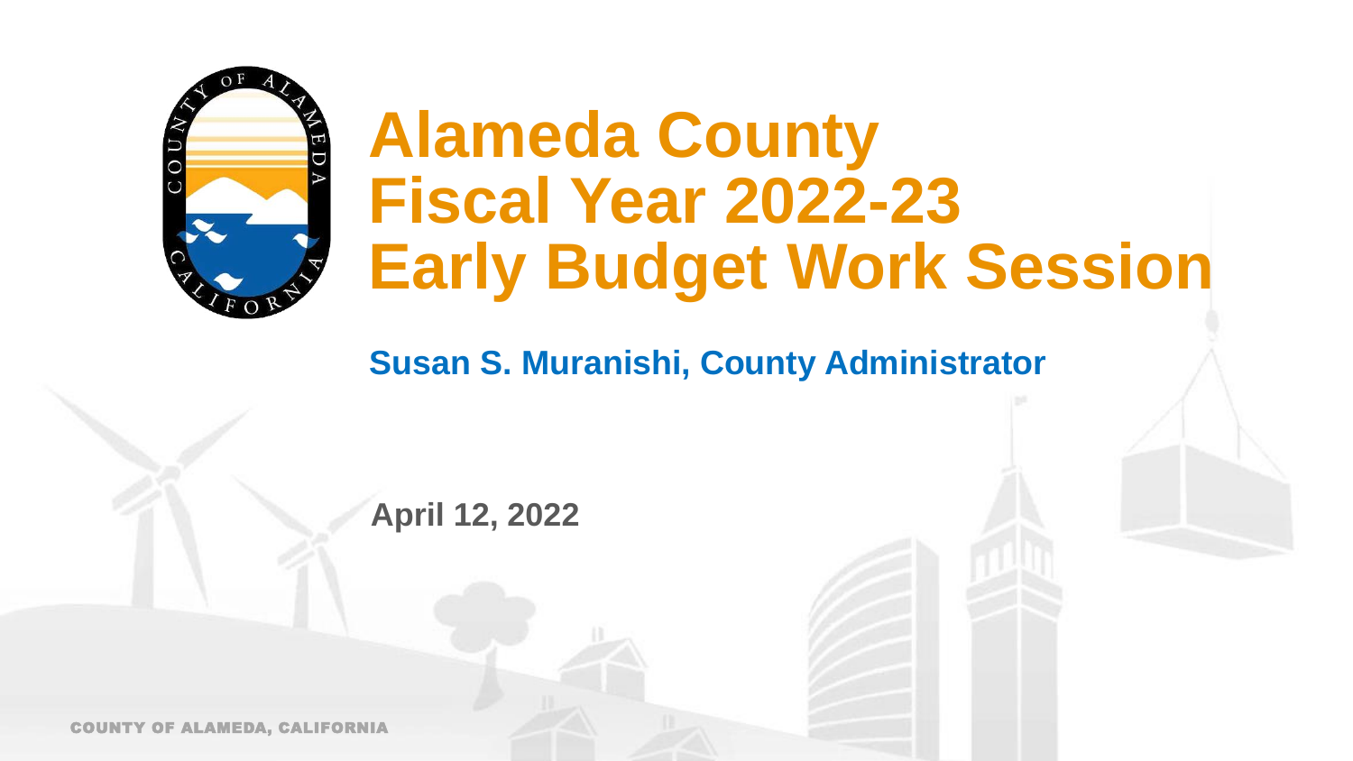# Alameda County Fiscal Year 2022-23 Early Budget Work Session

**Susan S. Muranishi, County Administrator**

**April 12, 2022**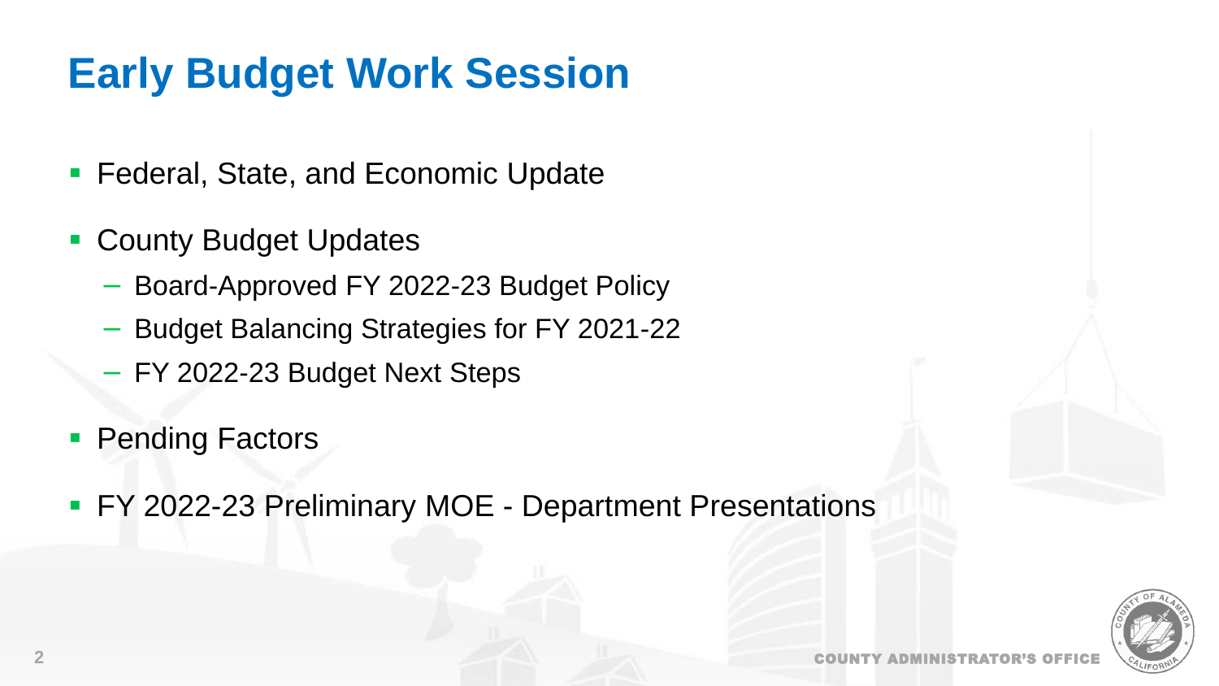# Early Budget Work Session

- Federal, State, and Economic Update
- County Budget Updates
  - Board-Approved FY 2022-23 Budget Policy
  - Budget Balancing Strategies for FY 2021-22
  - FY 2022-23 Budget Next Steps
- Pending Factors
- FY 2022-23 Preliminary MOE - Department Presentations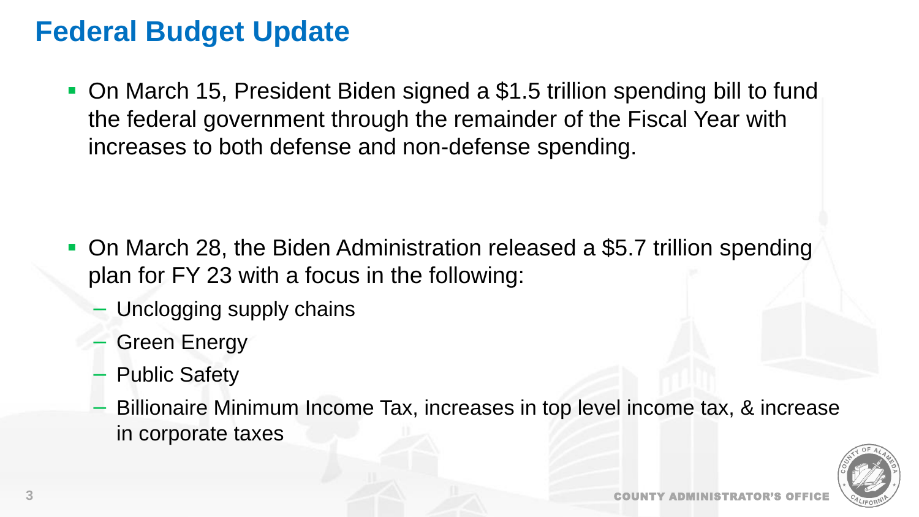# Federal Budget Update

- On March 15, President Biden signed a $1.5 trillion spending bill to fund the federal government through the remainder of the Fiscal Year with increases to both defense and non-defense spending.

- On March 28, the Biden Administration released a $5.7 trillion spending plan for FY 23 with a focus in the following:
  - Unclogging supply chains
  - Green Energy
  - Public Safety
  - Billionaire Minimum Income Tax, increases in top level income tax, & increase in corporate taxes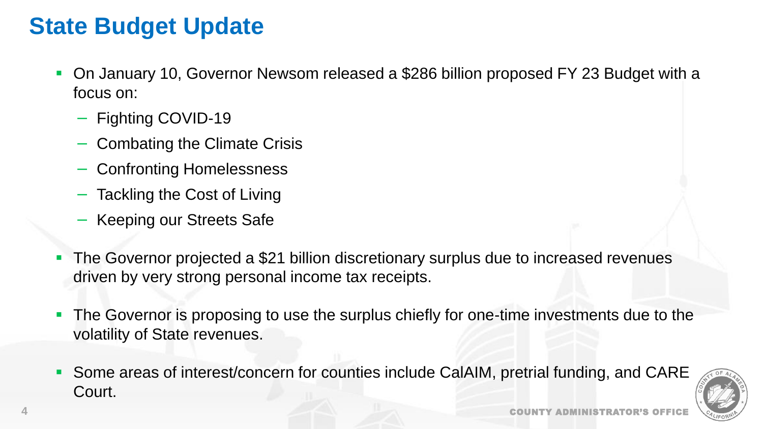# State Budget Update

- On January 10, Governor Newsom released a $286 billion proposed FY 23 Budget with a focus on:
  - Fighting COVID-19
  - Combating the Climate Crisis
  - Confronting Homelessness
  - Tackling the Cost of Living
  - Keeping our Streets Safe
- The Governor projected a $21 billion discretionary surplus due to increased revenues driven by very strong personal income tax receipts.
- The Governor is proposing to use the surplus chiefly for one-time investments due to the volatility of State revenues.
- Some areas of interest/concern for counties include CalAIM, pretrial funding, and CARE Court.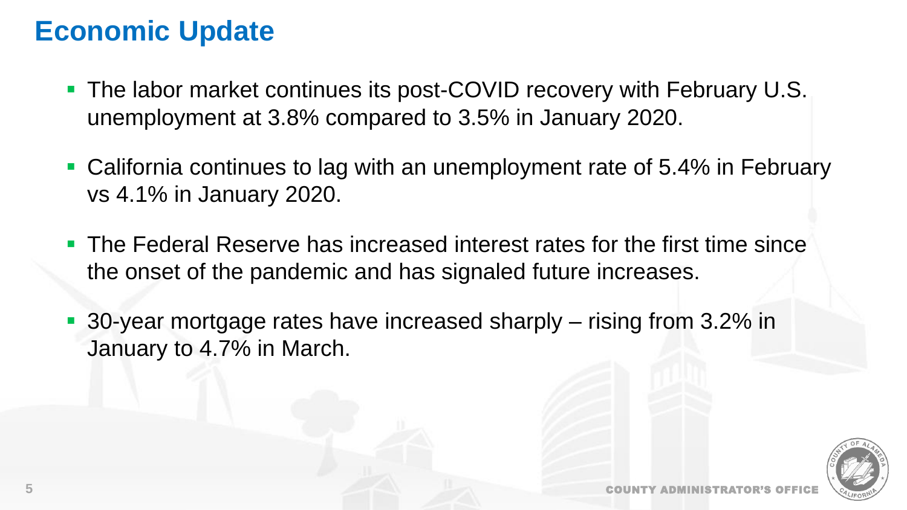# Economic Update

- The labor market continues its post-COVID recovery with February U.S. unemployment at 3.8% compared to 3.5% in January 2020.
- California continues to lag with an unemployment rate of 5.4% in February vs 4.1% in January 2020.
- The Federal Reserve has increased interest rates for the first time since the onset of the pandemic and has signaled future increases.
- 30-year mortgage rates have increased sharply – rising from 3.2% in January to 4.7% in March.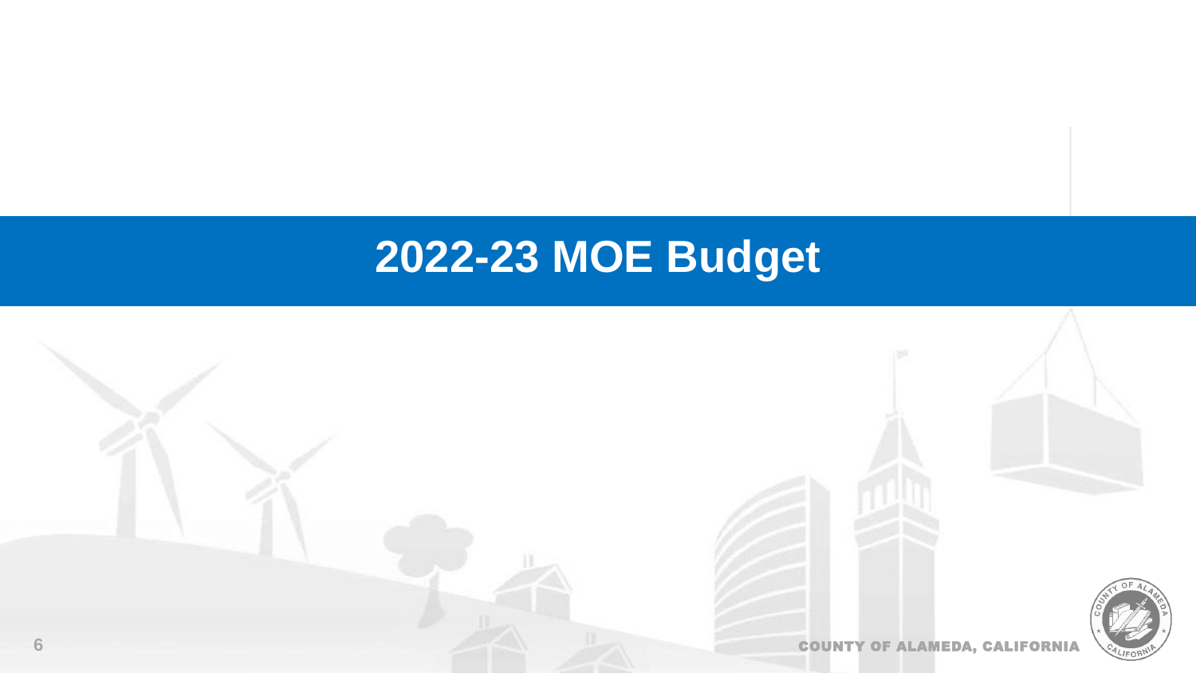# 2022-23 MOE Budget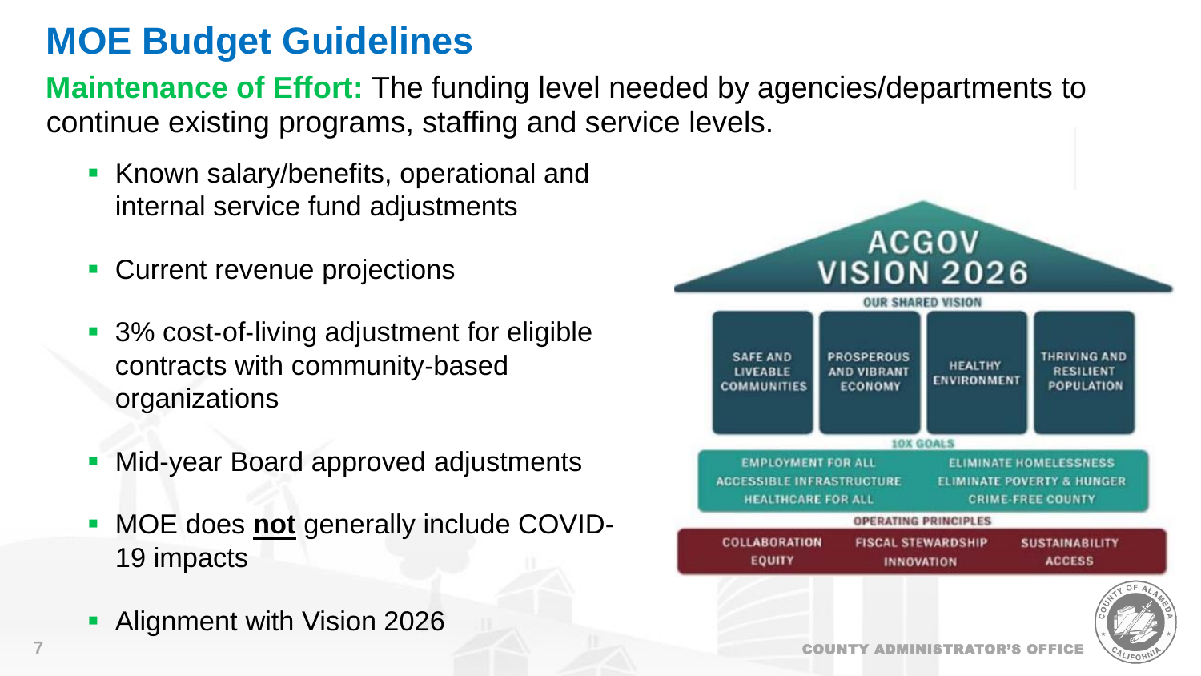# MOE Budget Guidelines

**Maintenance of Effort:** The funding level needed by agencies/departments to continue existing programs, staffing and service levels.

- Known salary/benefits, operational and internal service fund adjustments
- Current revenue projections
- 3% cost-of-living adjustment for eligible contracts with community-based organizations
- Mid-year Board approved adjustments
- MOE does **not** generally include COVID-19 impacts
- Alignment with Vision 2026

ACGOV VISION 2026

OUR SHARED VISION

SAFE AND LIVEABLE COMMUNITIES | PROSPEROUS AND VIBRANT ECONOMY | HEALTHY ENVIRONMENT | THRIVING AND RESILIENT POPULATION

10X GOALS

EMPLOYMENT FOR ALL | ELIMINATE HOMELESSNESS | ACCESSIBLE INFRASTRUCTURE | ELIMINATE POVERTY & HUNGER | HEALTHCARE FOR ALL | CRIME-FREE COUNTY

OPERATING PRINCIPLES

COLLABORATION | FISCAL STEWARDSHIP | SUSTAINABILITY | EQUITY | INNOVATION | ACCESS

COUNTY ADMINISTRATOR'S OFFICE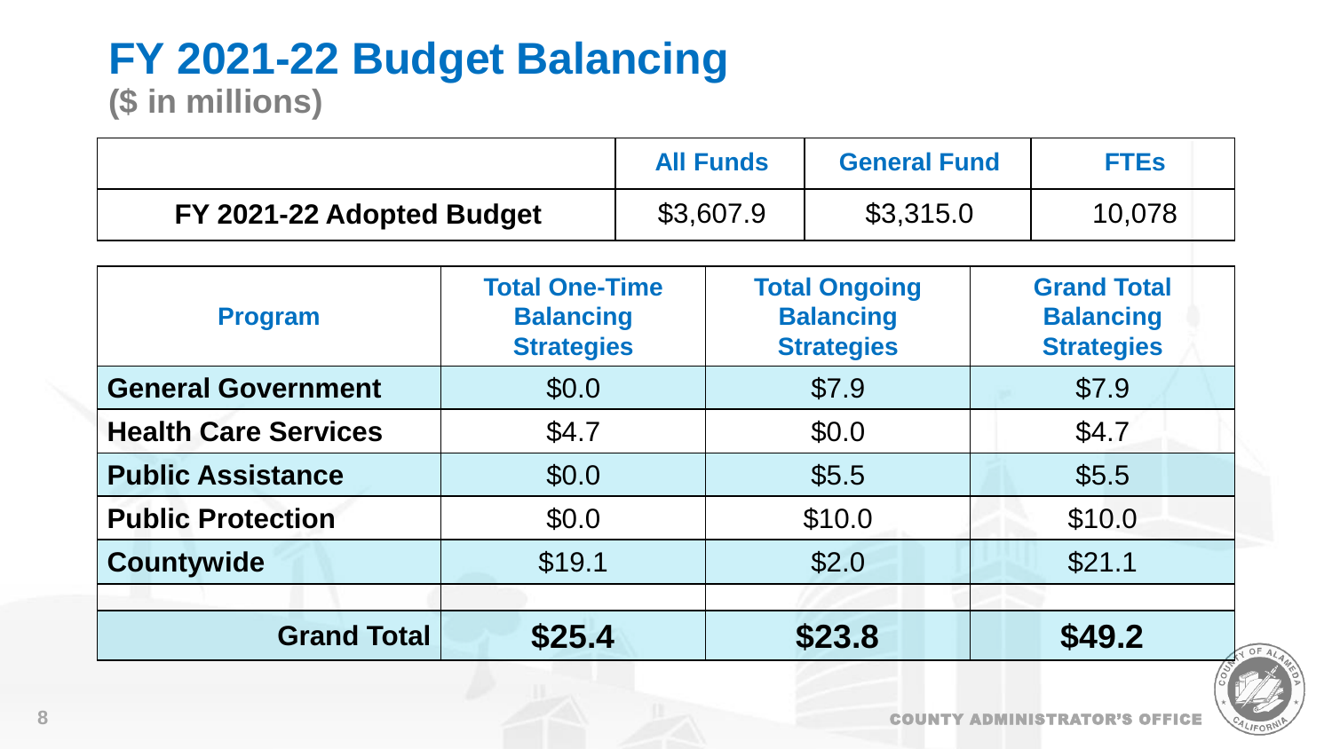# FY 2021-22 Budget Balancing

**($ in millions)**

| | All Funds | General Fund | FTEs |
| --- | --- | --- | --- |
| **FY 2021-22 Adopted Budget** | $3,607.9 | $3,315.0 | 10,078 |

| Program | Total One-Time Balancing Strategies | Total Ongoing Balancing Strategies | Grand Total Balancing Strategies |
| --- | --- | --- | --- |
| **General Government** | $0.0 | $7.9 | $7.9 |
| **Health Care Services** | $4.7 | $0.0 | $4.7 |
| **Public Assistance** | $0.0 | $5.5 | $5.5 |
| **Public Protection** | $0.0 | $10.0 | $10.0 |
| **Countywide** | $19.1 | $2.0 | $21.1 |
| | | | |
| **Grand Total** | **$25.4** | **$23.8** | **$49.2** |

COUNTY ADMINISTRATOR'S OFFICE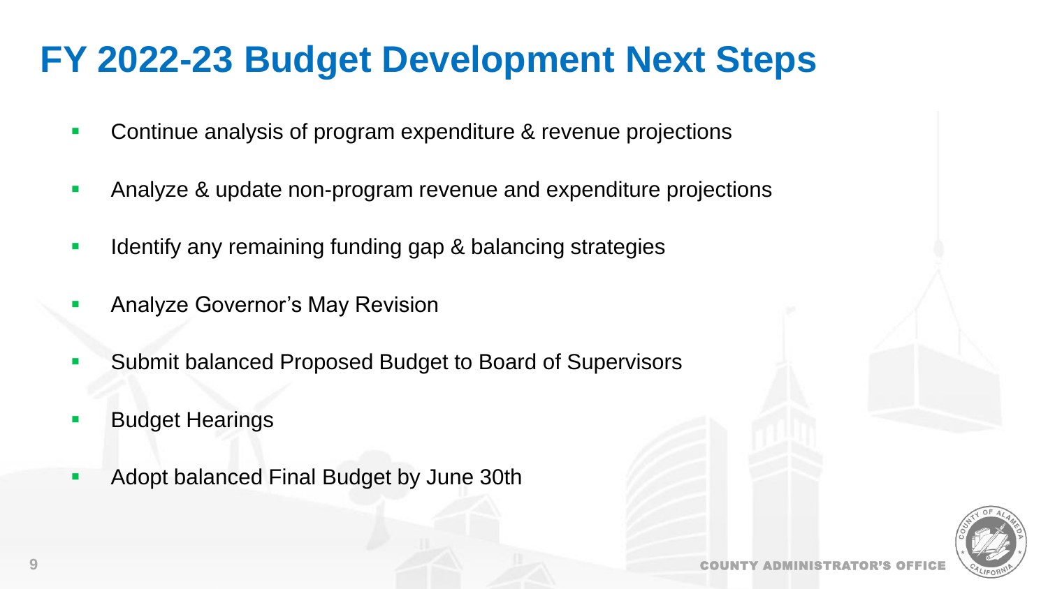# FY 2022-23 Budget Development Next Steps

- Continue analysis of program expenditure & revenue projections
- Analyze & update non-program revenue and expenditure projections
- Identify any remaining funding gap & balancing strategies
- Analyze Governor's May Revision
- Submit balanced Proposed Budget to Board of Supervisors
- Budget Hearings
- Adopt balanced Final Budget by June 30th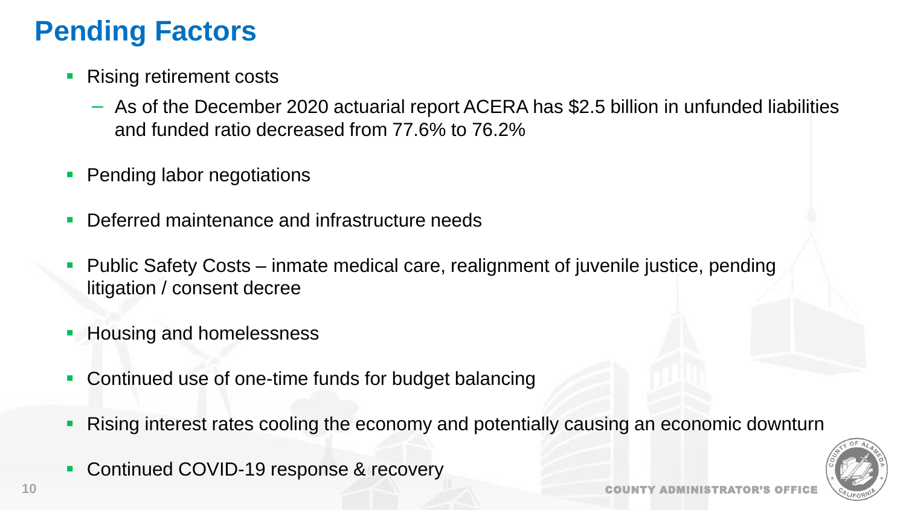# Pending Factors

- Rising retirement costs
  - As of the December 2020 actuarial report ACERA has $2.5 billion in unfunded liabilities and funded ratio decreased from 77.6% to 76.2%
- Pending labor negotiations
- Deferred maintenance and infrastructure needs
- Public Safety Costs – inmate medical care, realignment of juvenile justice, pending litigation / consent decree
- Housing and homelessness
- Continued use of one-time funds for budget balancing
- Rising interest rates cooling the economy and potentially causing an economic downturn
- Continued COVID-19 response & recovery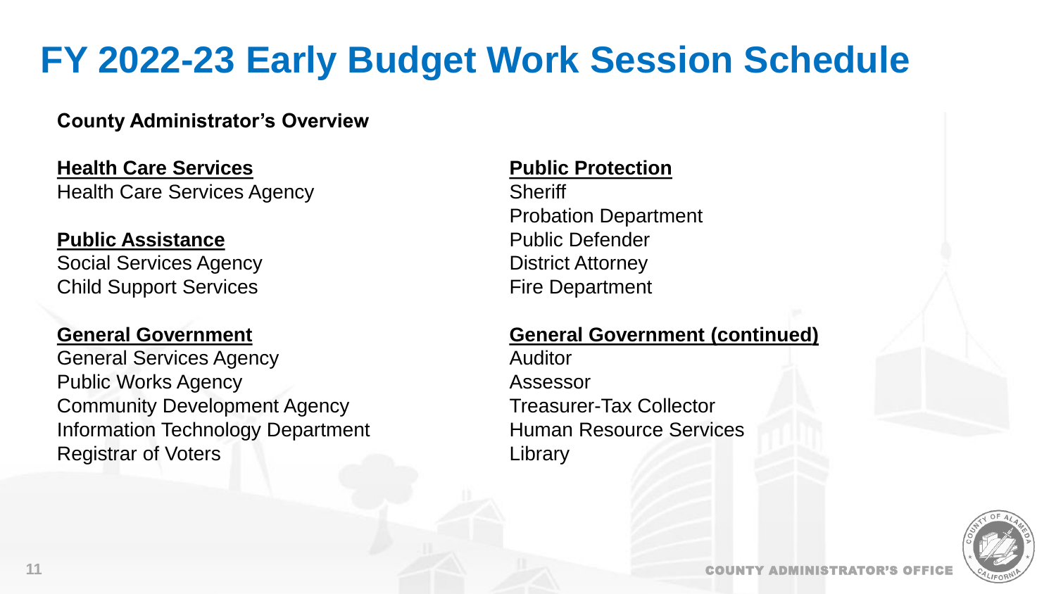# FY 2022-23 Early Budget Work Session Schedule

**County Administrator's Overview**

**Health Care Services**

Health Care Services Agency

**Public Assistance**

Social Services Agency
Child Support Services

**General Government**

General Services Agency
Public Works Agency
Community Development Agency
Information Technology Department
Registrar of Voters

**Public Protection**

Sheriff
Probation Department
Public Defender
District Attorney
Fire Department

**General Government (continued)**

Auditor
Assessor
Treasurer-Tax Collector
Human Resource Services
Library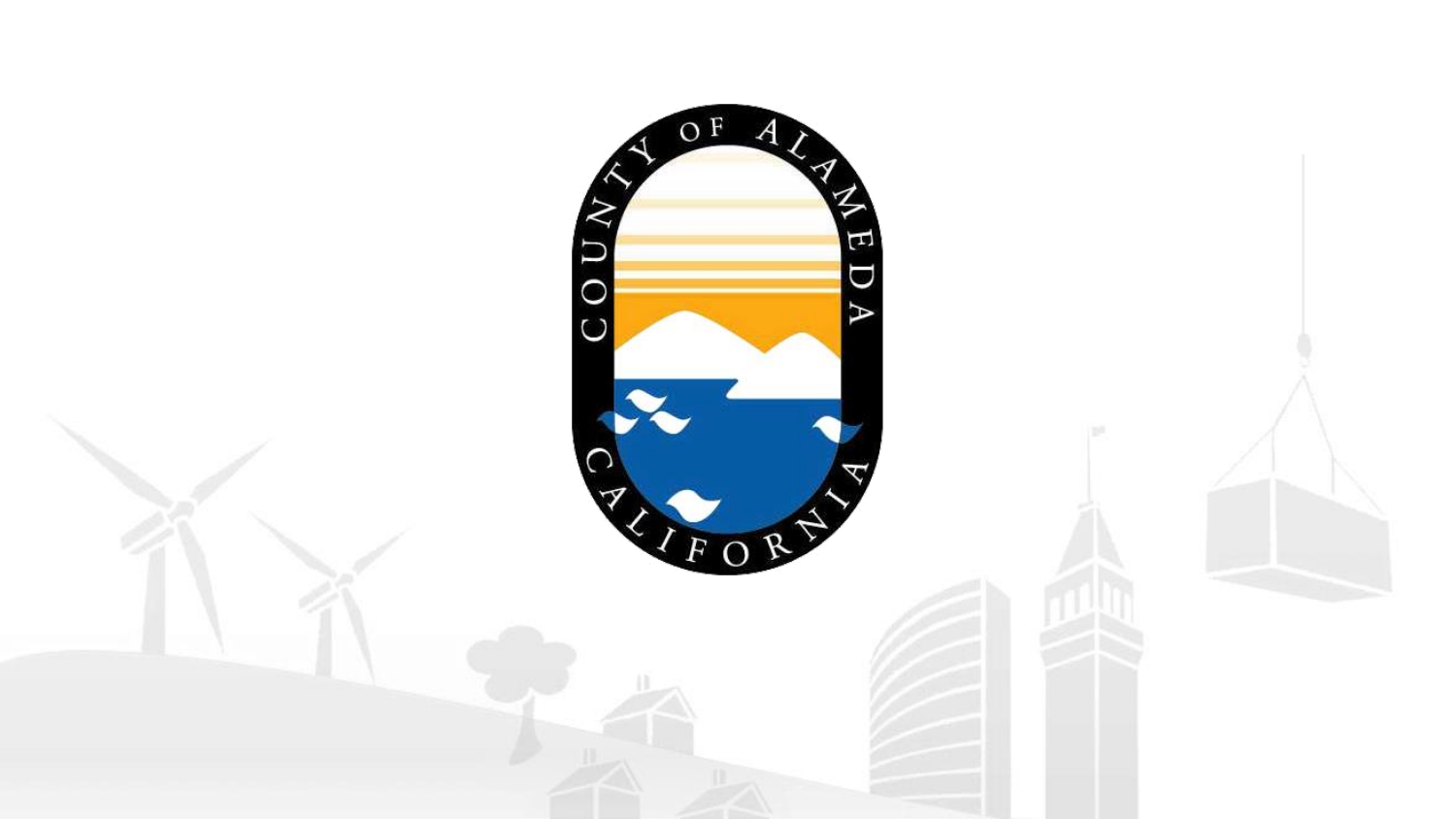COUNTY OF ALAMEDA

CALIFORNIA